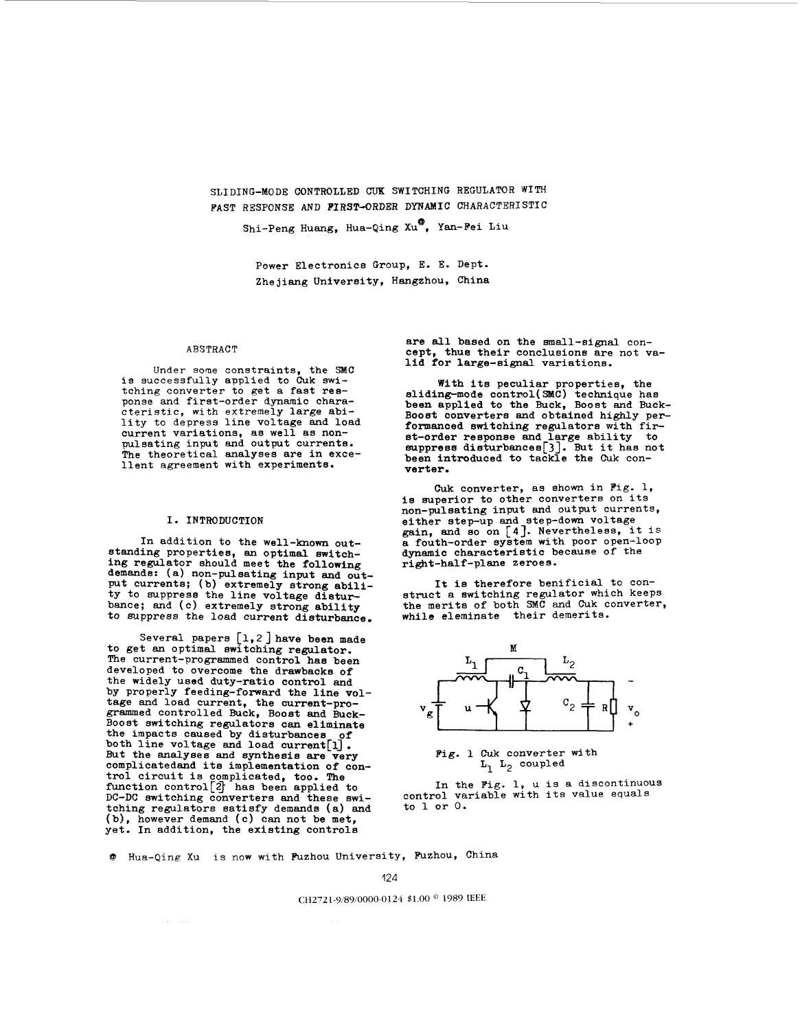# SLIDING-MODE CONTROLLED CUK SWITCHING REGULATOR WITH FAST RESPONSE AND FIRST-ORDER DYNAMIC CHARACTERISTIC

Shi-Peng Huang, Hua-Qing Xu[@], Yan-Fei Liu

Power Electronics Group, E. E. Dept.
Zhejiang University, Hangzhou, China

## ABSTRACT

Under some constraints, the SMC is successfully applied to Ćuk switching converter to get a fast response and first-order dynamic characteristic, with extremely large ability to depress line voltage and load current variations, as well as non-pulsating input and output currents. The theoretical analyses are in excellent agreement with experiments.

## I. INTRODUCTION

In addition to the well-known outstanding properties, an optimal switching regulator should meet the following demands: (a) non-pulsating input and output currents; (b) extremely strong ability to suppress the line voltage disturbance; and (c) extremely strong ability to suppress the load current disturbance.

Several papers [1,2] have been made to get an optimal switching regulator. The current-programmed control has been developed to overcome the drawbacks of the widely used duty-ratio control and by properly feeding-forward the line voltage and load current, the current-programmed controlled Buck, Boost and Buck-Boost switching regulators can eliminate the impacts caused by disturbances of both line voltage and load current[1]. But the analyses and synthesis are very complicatedand its implementation of control circuit is complicated, too. The function control[2] has been applied to DC-DC switching converters and these switching regulators satisfy demands (a) and (b), however demand (c) can not be met, yet. In addition, the existing controls are all based on the small-signal concept, thus their conclusions are not valid for large-signal variations.

With its peculiar properties, the sliding-mode control(SMC) technique has been applied to the Buck, Boost and Buck-Boost converters and obtained highly performanced switching regulators with first-order response and large ability to suppress disturbances[3]. But it has not been introduced to tackle the Ćuk converter.

Ćuk converter, as shown in Fig. 1, is superior to other converters on its non-pulsating input and output currents, either step-up and step-down voltage gain, and so on [4]. Nevertheless, it is a fouth-order system with poor open-loop dynamic characteristic because of the right-half-plane zeroes.

It is therefore benificial to construct a switching regulator which keeps the merits of both SMC and Ćuk converter, while eleminate their demerits.

M
$L_1$ $C_1$ $L_2$
$v_g$ u $C_2$ R $v_o$
\-
\+

Fig. 1 Ćuk converter with $L_1$ $L_2$ coupled

In the Fig. 1, u is a discontinuous control variable with its value equals to 1 or 0.

@ Hua-Qing Xu is now with Fuzhou University, Fuzhou, China

CH2721-9/89/0000-0124 $1.00 © 1989 IEEE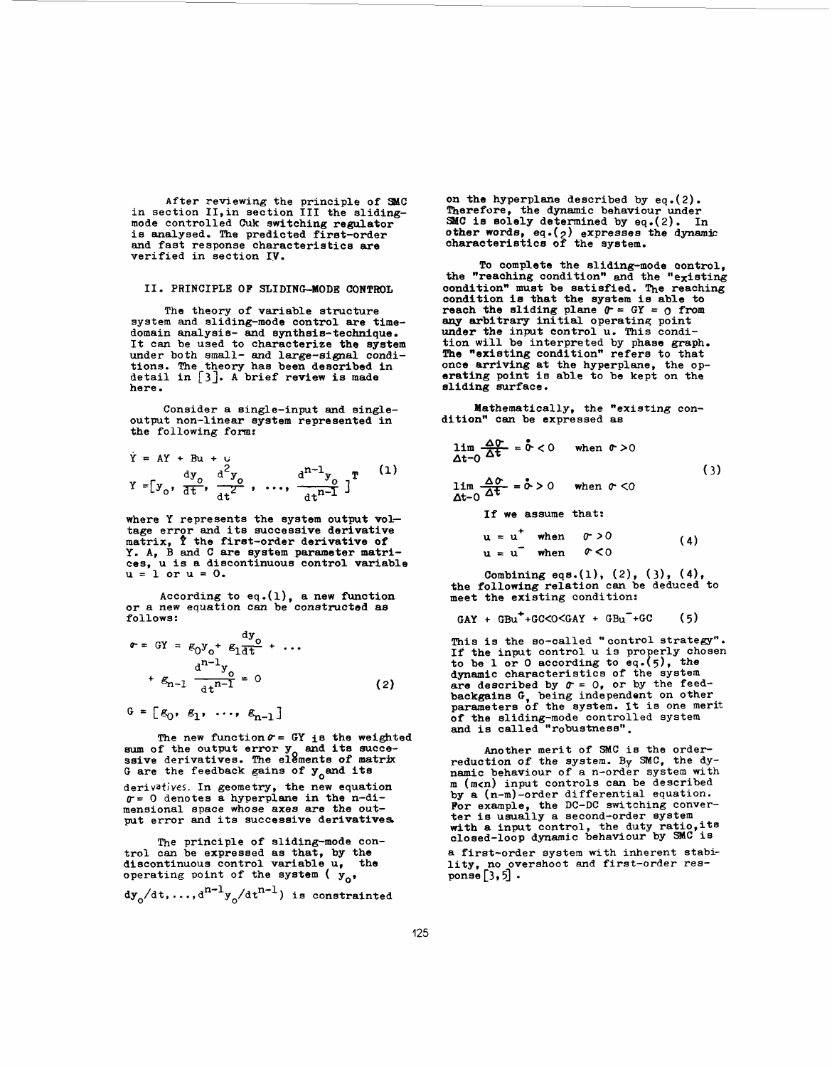After reviewing the principle of SMC in section II, in section III the sliding-mode controlled Cuk switching regulator is analysed. The predicted first-order and fast response characteristics are verified in section IV.

## II. PRINCIPLE OF SLIDING-MODE CONTROL

The theory of variable structure system and sliding-mode control are time-domain analysis- and synthsis-technique. It can be used to characterize the system under both small- and large-signal conditions. The theory has been described in detail in [3]. A brief review is made here.

Consider a single-input and single-output non-linear system represented in the following form:

$$\dot{Y} = AY + Bu + \upsilon$$
$$Y = [y_o, \frac{dy_o}{dt}, \frac{d^2y_o}{dt^2}, \ldots, \frac{d^{n-1}y_o}{dt^{n-1}}]^T \qquad (1)$$

where Y represents the system output voltage error and its successive derivative matrix, $\dot{Y}$ the first-order derivative of Y. A, B and C are system parameter matrices, u is a discontinuous control variable u = 1 or u = 0.

According to eq.(1), a new function or a new equation can be constructed as follows:

$$\sigma = GY = g_0 y_o + g_1 \frac{dy_o}{dt} + \ldots + g_{n-1} \frac{d^{n-1}y_o}{dt^{n-1}} = 0 \qquad (2)$$

$$G = [g_0, g_1, \ldots, g_{n-1}]$$

The new function $\sigma = GY$ is the weighted sum of the output error $y_o$ and its successive derivatives. The elements of matrix G are the feedback gains of $y_o$ and its derivatives. In geometry, the new equation $\sigma = 0$ denotes a hyperplane in the n-dimensional space whose axes are the output error and its successive derivatives.

The principle of sliding-mode control can be expressed as that, by the discontinuous control variable u, the operating point of the system ( $y_o$, $dy_o/dt, \ldots, d^{n-1}y_o/dt^{n-1}$) is constrainted on the hyperplane described by eq.(2). Therefore, the dynamic behaviour under SMC is solely determined by eq.(2). In other words, eq.(2) expresses the dynamic characteristics of the system.

To complete the sliding-mode control, the "reaching condition" and the "existing condition" must be satisfied. The reaching condition is that the system is able to reach the sliding plane $\sigma = GY = 0$ from any arbitrary initial operating point under the input control u. This condition will be interpreted by phase graph. The "existing condition" refers to that once arriving at the hyperplane, the operating point is able to be kept on the sliding surface.

Mathematically, the "existing condition" can be expressed as

$$\lim_{\Delta t \to 0} \frac{\Delta \sigma}{\Delta t} = \dot{\sigma} < 0 \quad \text{when } \sigma > 0$$
$$\lim_{\Delta t \to 0} \frac{\Delta \sigma}{\Delta t} = \dot{\sigma} > 0 \quad \text{when } \sigma < 0 \qquad (3)$$

If we assume that:

$$u = u^+ \quad \text{when} \quad \sigma > 0$$
$$u = u^- \quad \text{when} \quad \sigma < 0 \qquad (4)$$

Combining eqs.(1), (2), (3), (4), the following relation can be deduced to meet the existing condition:

$$GAY + GBu^+ + GC < 0 < GAY + GBu^- + GC \qquad (5)$$

This is the so-called "control strategy". If the input control u is properly chosen to be 1 or 0 according to eq.(5), the dynamic characteristics of the system are described by $\sigma = 0$, or by the feedbackgains G, being independent on other parameters of the system. It is one merit of the sliding-mode controlled system and is called "robustness".

Another merit of SMC is the order-reduction of the system. By SMC, the dynamic behaviour of a n-order system with m (m<n) input controls can be described by a (n-m)-order differential equation. For example, the DC-DC switching converter is usually a second-order system with a input control, the duty ratio, its closed-loop dynamic behaviour by SMC is a first-order system with inherent stability, no overshoot and first-order response [3,5].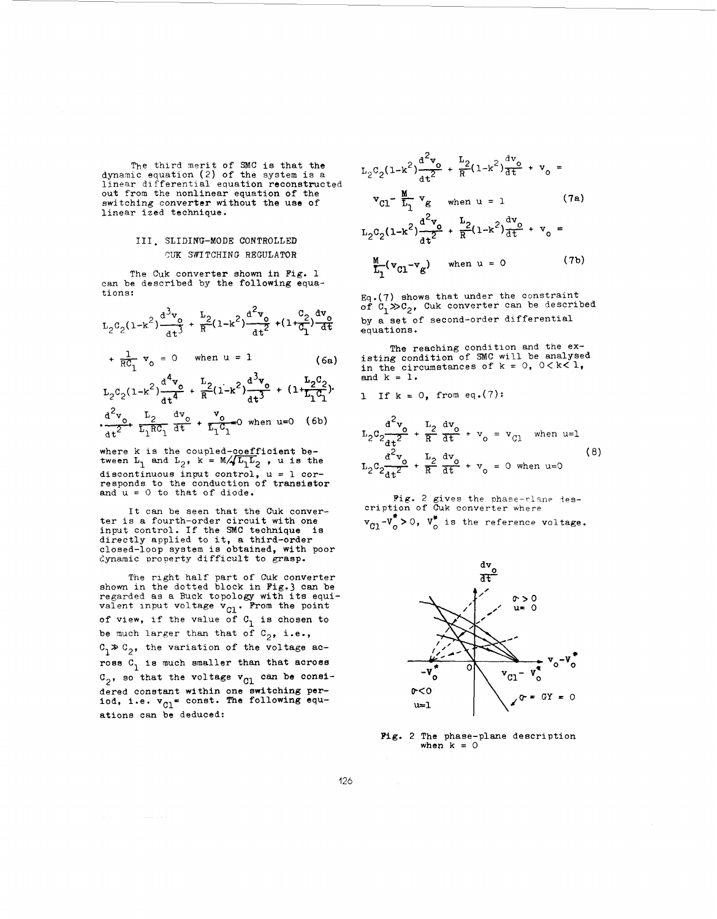The third merit of SMC is that the dynamic equation (2) of the system is a linear differential equation reconstructed out from the nonlinear equation of the switching converter without the use of linearized technique.

## III. SLIDING-MODE CONTROLLED CUK SWITCHING REGULATOR

The Cuk converter shown in Fig. 1 can be described by the following equations:

$$L_2C_2(1-k^2)\frac{d^3v_o}{dt^3} + \frac{L_2}{R}(1-k^2)\frac{d^2v_o}{dt^2} + (1+\frac{C_2}{C_1})\frac{dv_o}{dt} + \frac{1}{RC_1}v_o = 0 \quad \text{when } u = 1 \tag{6a}$$

$$L_2C_2(1-k^2)\frac{d^4v_o}{dt^4} + \frac{L_2}{R}(1-k^2)\frac{d^3v_o}{dt^3} + (1+\frac{L_2C_2}{L_1C_1})\cdot\frac{d^2v_o}{dt^2} + \frac{L_2}{L_1RC_1}\frac{dv_o}{dt} + \frac{v_o}{L_1C_1} = 0 \quad \text{when } u=0 \tag{6b}$$

where $k$ is the coupled-coefficient between $L_1$ and $L_2$, $k = M/\sqrt{L_1L_2}$, $u$ is the discontinuous input control, $u = 1$ corresponds to the conduction of transistor and $u = 0$ to that of diode.

It can be seen that the Cuk converter is a fourth-order circuit with one input control. If the SMC technique is directly applied to it, a third-order closed-loop system is obtained, with poor dynamic property difficult to grasp.

The right half part of Cuk converter shown in the dotted block in Fig.3 can be regarded as a Buck topology with its equivalent input voltage $v_{C1}$. From the point of view, if the value of $C_1$ is chosen to be much larger than that of $C_2$, i.e., $C_1 \gg C_2$, the variation of the voltage across $C_1$ is much smaller than that across $C_2$, so that the voltage $v_{C1}$ can be considered constant within one switching period, i.e. $v_{C1}$= const. The following equations can be deduced:

$$L_2C_2(1-k^2)\frac{d^2v_o}{dt^2} + \frac{L_2}{R}(1-k^2)\frac{dv_o}{dt} + v_o = v_{C1} - \frac{M}{L_1}v_g \quad \text{when } u = 1 \tag{7a}$$

$$L_2C_2(1-k^2)\frac{d^2v_o}{dt^2} + \frac{L_2}{R}(1-k^2)\frac{dv_o}{dt} + v_o = \frac{M}{L_1}(v_{C1} - v_g) \quad \text{when } u = 0 \tag{7b}$$

Eq.(7) shows that under the constraint of $C_1 \gg C_2$, Cuk converter can be described by a set of second-order differential equations.

The reaching condition and the existing condition of SMC will be analysed in the circumstances of $k = 0$, $0 < k < 1$, and $k = 1$.

1 If $k = 0$, from eq.(7):

$$L_2C_2\frac{d^2v_o}{dt^2} + \frac{L_2}{R}\frac{dv_o}{dt} + v_o = v_{C1} \quad \text{when } u=1$$
$$L_2C_2\frac{d^2v_o}{dt^2} + \frac{L_2}{R}\frac{dv_o}{dt} + v_o = 0 \quad \text{when } u=0 \tag{8}$$

Fig. 2 gives the phase-plane description of Cuk converter where $v_{C1} - V_o^* > 0$, $V_o^*$ is the reference voltage.

$\frac{dv_o}{dt}$

$\sigma > 0$
$u = 0$

$-V_o^*$
0
$v_{C1} - V_o^*$
$v_o - V_o^*$

$\sigma < 0$
$u=1$

$\sigma = GY = 0$

Fig. 2 The phase-plane description when $k = 0$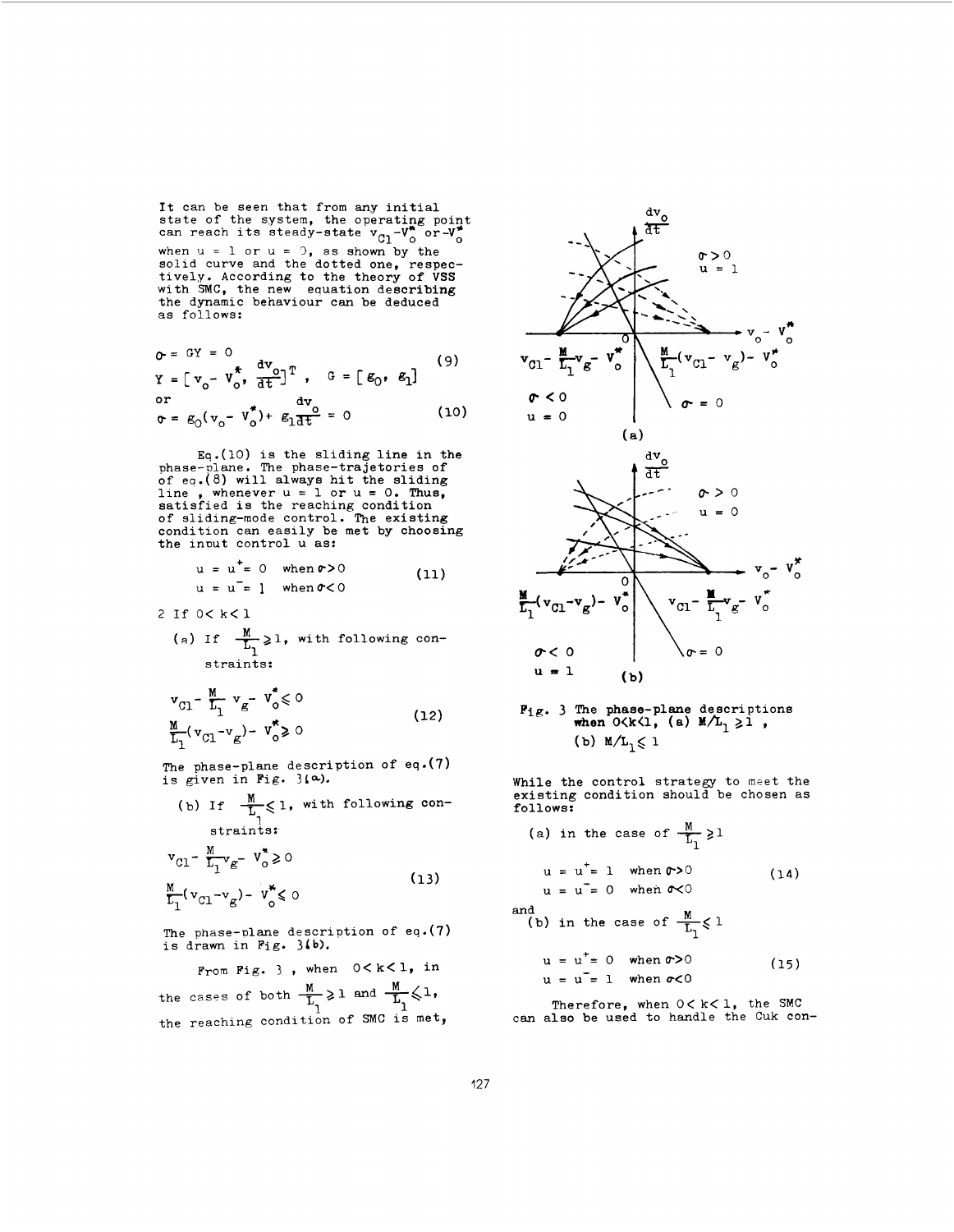It can be seen that from any initial state of the system, the operating point can reach its steady-state $v_{C1}-V_o^*$ or $-V_o^*$ when u = 1 or u = 0, as shown by the solid curve and the dotted one, respectively. According to the theory of VSS with SMC, the new equation describing the dynamic behaviour can be deduced as follows:

$$\sigma = GY = 0 \tag{9}$$
$$Y = [\, v_o - V_o^*,\ \frac{dv_o}{dt}\,]^T\ ,\quad G = [\, g_0,\ g_1\,]$$

or

$$\sigma = g_0(v_o - V_o^*) + g_1\frac{dv_o}{dt} = 0 \tag{10}$$

Eq.(10) is the sliding line in the phase-plane. The phase-trajetories of of eq.(8) will always hit the sliding line , whenever u = 1 or u = 0. Thus, satisfied is the reaching condition of sliding-mode control. The existing condition can easily be met by choosing the input control u as:

$$u = u^+ = 0 \quad \text{when}\ \sigma > 0$$
$$u = u^- = 1 \quad \text{when}\ \sigma < 0 \tag{11}$$

2 If $0 < k < 1$

(a) If $\frac{M}{L_1} \geqslant 1$, with following constraints:

$$v_{C1} - \frac{M}{L_1}v_g - V_o^* \leqslant 0$$
$$\frac{M}{L_1}(v_{C1} - v_g) - V_o^* \geqslant 0 \tag{12}$$

The phase-plane description of eq.(7) is given in Fig. 3(a).

(b) If $\frac{M}{L_1} \leqslant 1$, with following constraints:

$$v_{C1} - \frac{M}{L_1}v_g - V_o^* \geqslant 0$$
$$\frac{M}{L_1}(v_{C1} - v_g) - V_o^* \leqslant 0 \tag{13}$$

The phase-plane description of eq.(7) is drawn in Fig. 3(b).

From Fig. 3 , when $0 < k < 1$, in the cases of both $\frac{M}{L_1} \geqslant 1$ and $\frac{M}{L_1} \leqslant 1$, the reaching condition of SMC is met,

$\frac{dv_o}{dt}$
$\sigma > 0$
$u = 1$
$v_o - V_o^*$
$v_{C1} - \frac{M}{L_1}v_g - V_o^*$
0
$\frac{M}{L_1}(v_{C1} - v_g) - V_o^*$
$\sigma < 0$
$u = 0$
$\sigma = 0$
(a)

$\frac{dv_o}{dt}$
$\sigma > 0$
$u = 0$
$v_o - V_o^*$
0
$\frac{M}{L_1}(v_{C1} - v_g) - V_o^*$
$v_{C1} - \frac{M}{L_1}v_g - V_o^*$
$\sigma < 0$
$u = 1$
$\sigma = 0$
(b)

**Fig. 3 The phase-plane descriptions when $0<k<1$, (a) $M/L_1 \geqslant 1$ , (b) $M/L_1 \leqslant 1$**

While the control strategy to meet the existing condition should be chosen as follows:

(a) in the case of $\frac{M}{L_1} \geqslant 1$

$$u = u^+ = 1 \quad \text{when}\ \sigma > 0$$
$$u = u^- = 0 \quad \text{when}\ \sigma < 0 \tag{14}$$

and

(b) in the case of $\frac{M}{L_1} \leqslant 1$

$$u = u^+ = 0 \quad \text{when}\ \sigma > 0$$
$$u = u^- = 1 \quad \text{when}\ \sigma < 0 \tag{15}$$

Therefore, when $0 < k < 1$, the SMC can also be used to handle the Cuk con-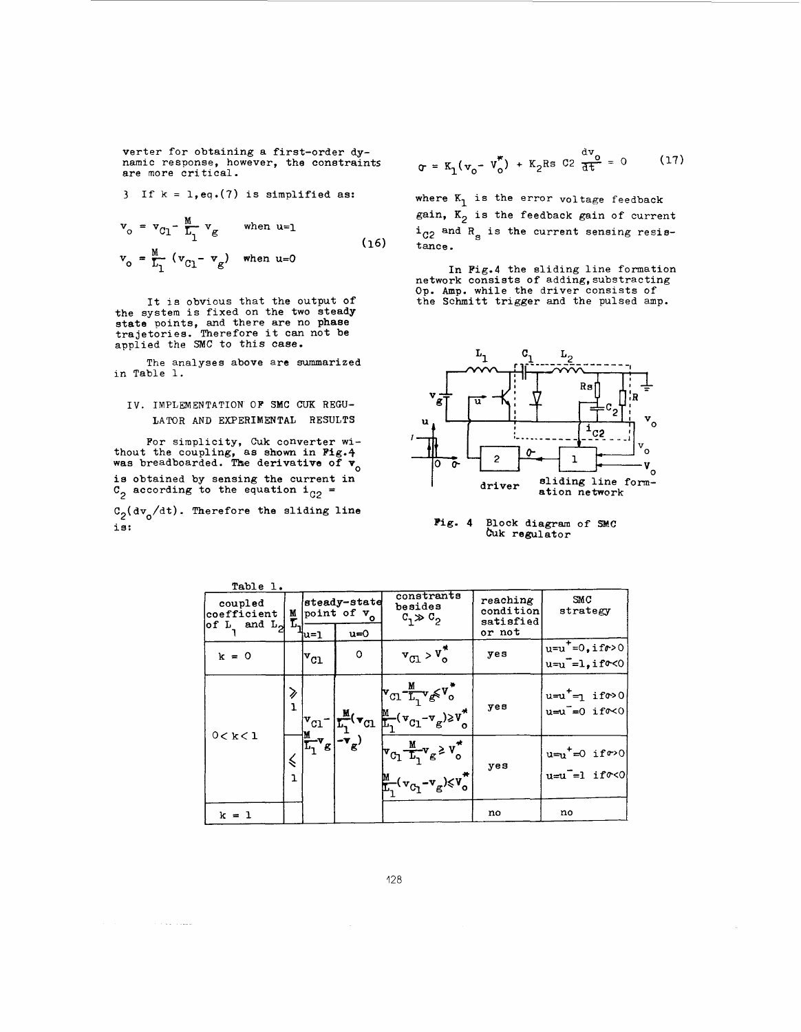verter for obtaining a first-order dynamic response, however, the constraints are more critical.

3 If $k = 1$, eq.(7) is simplified as:

$$v_o = v_{C1} - \frac{M}{L_1} v_g \quad \text{when } u=1$$
$$v_o = \frac{M}{L_1}(v_{C1} - v_g) \quad \text{when } u=0 \tag{16}$$

It is obvious that the output of the system is fixed on the two steady state points, and there are no phase trajectories. Therefore it can not be applied the SMC to this case.

The analyses above are summarized in Table 1.

## IV. IMPLEMENTATION OF SMC CUK REGULATOR AND EXPERIMENTAL RESULTS

For simplicity, Cuk converter without the coupling, as shown in Fig.4 was breadboarded. The derivative of $v_o$ is obtained by sensing the current in $C_2$ according to the equation $i_{C2} = C_2(dv_o/dt)$. Therefore the sliding line is:

$$\sigma = K_1(v_o - V_o^*) + K_2 Rs\ C2 \frac{dv_o}{dt} = 0 \tag{17}$$

where $K_1$ is the error voltage feedback gain, $K_2$ is the feedback gain of current $i_{C2}$ and $R_s$ is the current sensing resistance.

In Fig.4 the sliding line formation network consists of adding, substracting Op. Amp. while the driver consists of the Schmitt trigger and the pulsed amp.

$L_1$ $C_1$ $L_2$ $v_g$ $u$ Rs R $C_2$ $v_o$ $i_{C2}$ $v_o$ $\sigma$ 2 1 $V_o$ driver sliding line formation network

Fig. 4 Block diagram of SMC Čuk regulator

Table 1.

| coupled coefficient of $L_1$ and $L_2$ | $\frac{M}{L_1}$ | steady-state point of $v_o$ | | constrants besides $C_1 \gg C_2$ | reaching condition satisfied or not | SMC strategy |
|---|---|---|---|---|---|---|
| | | $u=1$ | $u=0$ | | | |
| $k = 0$ | | $v_{C1}$ | 0 | $v_{C1} > V_o^*$ | yes | $u=u^+=0$, if $\sigma>0$; $u=u^-=1$, if $\sigma<0$ |
| $0<k<1$ | $\geqslant 1$ | $v_{C1} - \frac{M}{L_1}v_g$ | $\frac{M}{L_1}(v_{C1} - v_g)$ | $v_{C1} - \frac{M}{L_1}v_g \leqslant V_o^*$; $\frac{M}{L_1}(v_{C1} - v_g) \geq V_o^*$ | yes | $u=u^+=1$ if $\sigma>0$; $u=u^-=0$ if $\sigma<0$ |
| | $\leqslant 1$ | | | $v_{C1} - \frac{M}{L_1}v_g \geq V_o^*$; $\frac{M}{L_1}(v_{C1} - v_g) \leqslant V_o^*$ | yes | $u=u^+=0$ if $\sigma>0$; $u=u^-=1$ if $\sigma<0$ |
| $k = 1$ | | | | | no | no |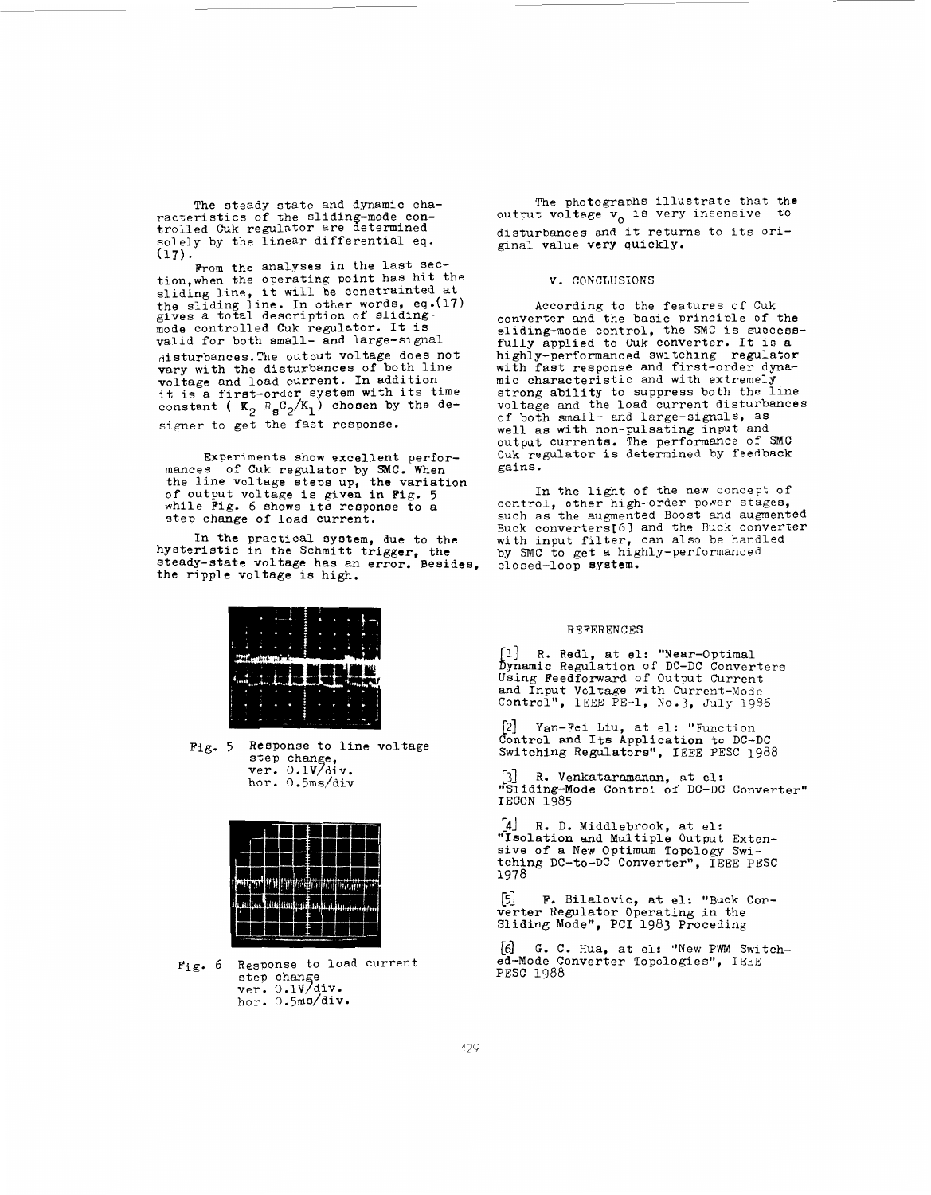The steady-state and dynamic characteristics of the sliding-mode controlled Cuk regulator are determined solely by the linear differential eq. (17).

From the analyses in the last section, when the operating point has hit the sliding line, it will be constrainted at the sliding line. In other words, eq.(17) gives a total description of sliding-mode controlled Cuk regulator. It is valid for both small- and large-signal disturbances. The output voltage does not vary with the disturbances of both line voltage and load current. In addition it is a first-order system with its time constant ( $K_2 R_s C_2/K_1$) chosen by the designer to get the fast response.

Experiments show excellent performances of Cuk regulator by SMC. When the line voltage steps up, the variation of output voltage is given in Fig. 5 while Fig. 6 shows its response to a step change of load current.

In the practical system, due to the hysteristic in the Schmitt trigger, the steady-state voltage has an error. Besides, the ripple voltage is high.

Fig. 5 Response to line voltage step change, ver. 0.1V/div. hor. 0.5ms/div

Fig. 6 Response to load current step change ver. 0.1V/div. hor. 0.5ms/div.

The photographs illustrate that the output voltage $v_o$ is very insensive to disturbances and it returns to its original value very quickly.

## V. CONCLUSIONS

According to the features of Cuk converter and the basic principle of the sliding-mode control, the SMC is successfully applied to Cuk converter. It is a highly-performanced switching regulator with fast response and first-order dynamic characteristic and with extremely strong ability to suppress both the line voltage and the load current disturbances of both small- and large-signals, as well as with non-pulsating input and output currents. The performance of SMC Cuk regulator is determined by feedback gains.

In the light of the new concept of control, other high-order power stages, such as the augmented Boost and augmented Buck converters[6] and the Buck converter with input filter, can also be handled by SMC to get a highly-performanced closed-loop system.

## REFERENCES

[1] R. Redl, at el: "Near-Optimal Dynamic Regulation of DC-DC Converters Using Feedforward of Output Current and Input Voltage with Current-Mode Control", IEEE PE-1, No.3, July 1986

[2] Yan-Fei Liu, at el: "Function Control and Its Application to DC-DC Switching Regulators", IEEE PESC 1988

[3] R. Venkataramanan, at el: "Sliding-Mode Control of DC-DC Converter" IECON 1985

[4] R. D. Middlebrook, at el: "Isolation and Multiple Output Extensive of a New Optimum Topology Switching DC-to-DC Converter", IEEE PESC 1978

[5] F. Bilalovic, at el: "Buck Converter Regulator Operating in the Sliding Mode", PCI 1983 Proceding

[6] G. C. Hua, at el: "New PWM Switched-Mode Converter Topologies", IEEE PESC 1988